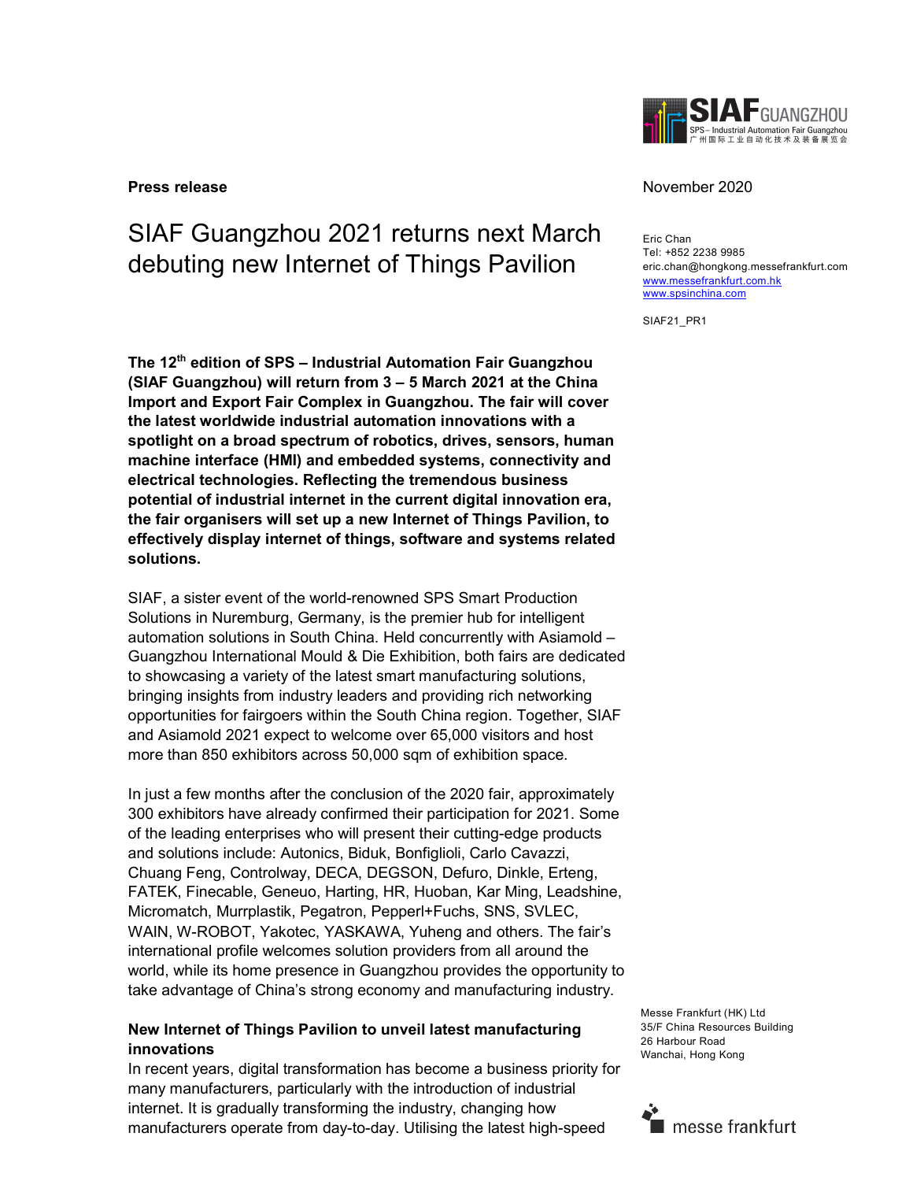**Press release**

November 2020

# SIAF Guangzhou 2021 returns next March debuting new Internet of Things Pavilion

Eric Chan
Tel: +852 2238 9985
eric.chan@hongkong.messefrankfurt.com
www.messefrankfurt.com.hk
www.spsinchina.com

SIAF21_PR1

**The 12th edition of SPS – Industrial Automation Fair Guangzhou (SIAF Guangzhou) will return from 3 – 5 March 2021 at the China Import and Export Fair Complex in Guangzhou. The fair will cover the latest worldwide industrial automation innovations with a spotlight on a broad spectrum of robotics, drives, sensors, human machine interface (HMI) and embedded systems, connectivity and electrical technologies. Reflecting the tremendous business potential of industrial internet in the current digital innovation era, the fair organisers will set up a new Internet of Things Pavilion, to effectively display internet of things, software and systems related solutions.**

SIAF, a sister event of the world-renowned SPS Smart Production Solutions in Nuremburg, Germany, is the premier hub for intelligent automation solutions in South China. Held concurrently with Asiamold – Guangzhou International Mould & Die Exhibition, both fairs are dedicated to showcasing a variety of the latest smart manufacturing solutions, bringing insights from industry leaders and providing rich networking opportunities for fairgoers within the South China region. Together, SIAF and Asiamold 2021 expect to welcome over 65,000 visitors and host more than 850 exhibitors across 50,000 sqm of exhibition space.

In just a few months after the conclusion of the 2020 fair, approximately 300 exhibitors have already confirmed their participation for 2021. Some of the leading enterprises who will present their cutting-edge products and solutions include: Autonics, Biduk, Bonfiglioli, Carlo Cavazzi, Chuang Feng, Controlway, DECA, DEGSON, Defuro, Dinkle, Erteng, FATEK, Finecable, Geneuo, Harting, HR, Huoban, Kar Ming, Leadshine, Micromatch, Murrplastik, Pegatron, Pepperl+Fuchs, SNS, SVLEC, WAIN, W-ROBOT, Yakotec, YASKAWA, Yuheng and others. The fair's international profile welcomes solution providers from all around the world, while its home presence in Guangzhou provides the opportunity to take advantage of China's strong economy and manufacturing industry.

## New Internet of Things Pavilion to unveil latest manufacturing innovations

In recent years, digital transformation has become a business priority for many manufacturers, particularly with the introduction of industrial internet. It is gradually transforming the industry, changing how manufacturers operate from day-to-day. Utilising the latest high-speed

Messe Frankfurt (HK) Ltd
35/F China Resources Building
26 Harbour Road
Wanchai, Hong Kong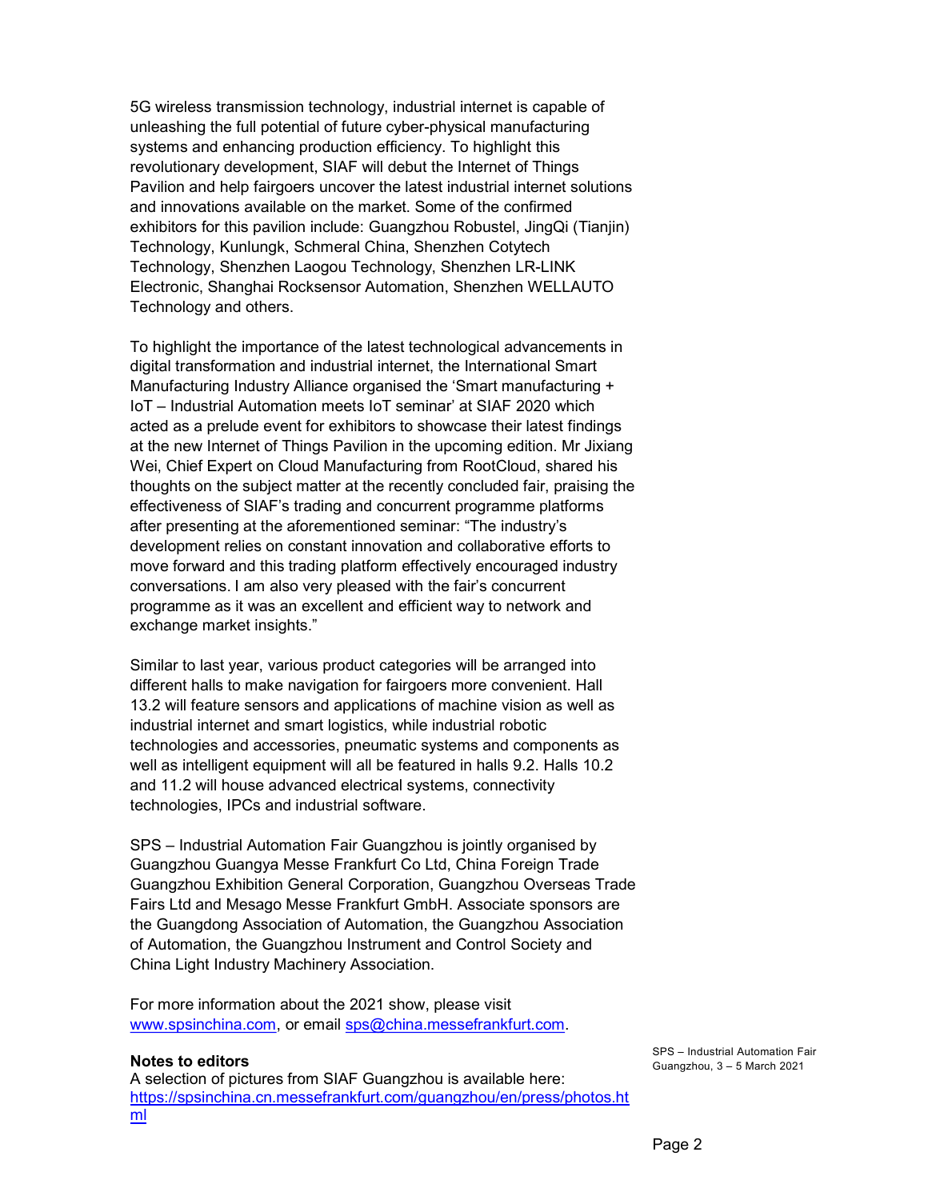5G wireless transmission technology, industrial internet is capable of unleashing the full potential of future cyber-physical manufacturing systems and enhancing production efficiency. To highlight this revolutionary development, SIAF will debut the Internet of Things Pavilion and help fairgoers uncover the latest industrial internet solutions and innovations available on the market. Some of the confirmed exhibitors for this pavilion include: Guangzhou Robustel, JingQi (Tianjin) Technology, Kunlungk, Schmeral China, Shenzhen Cotytech Technology, Shenzhen Laogou Technology, Shenzhen LR-LINK Electronic, Shanghai Rocksensor Automation, Shenzhen WELLAUTO Technology and others.

To highlight the importance of the latest technological advancements in digital transformation and industrial internet, the International Smart Manufacturing Industry Alliance organised the 'Smart manufacturing + IoT – Industrial Automation meets IoT seminar' at SIAF 2020 which acted as a prelude event for exhibitors to showcase their latest findings at the new Internet of Things Pavilion in the upcoming edition. Mr Jixiang Wei, Chief Expert on Cloud Manufacturing from RootCloud, shared his thoughts on the subject matter at the recently concluded fair, praising the effectiveness of SIAF's trading and concurrent programme platforms after presenting at the aforementioned seminar: "The industry's development relies on constant innovation and collaborative efforts to move forward and this trading platform effectively encouraged industry conversations. I am also very pleased with the fair's concurrent programme as it was an excellent and efficient way to network and exchange market insights."

Similar to last year, various product categories will be arranged into different halls to make navigation for fairgoers more convenient. Hall 13.2 will feature sensors and applications of machine vision as well as industrial internet and smart logistics, while industrial robotic technologies and accessories, pneumatic systems and components as well as intelligent equipment will all be featured in halls 9.2. Halls 10.2 and 11.2 will house advanced electrical systems, connectivity technologies, IPCs and industrial software.

SPS – Industrial Automation Fair Guangzhou is jointly organised by Guangzhou Guangya Messe Frankfurt Co Ltd, China Foreign Trade Guangzhou Exhibition General Corporation, Guangzhou Overseas Trade Fairs Ltd and Mesago Messe Frankfurt GmbH. Associate sponsors are the Guangdong Association of Automation, the Guangzhou Association of Automation, the Guangzhou Instrument and Control Society and China Light Industry Machinery Association.

For more information about the 2021 show, please visit www.spsinchina.com, or email sps@china.messefrankfurt.com.

**Notes to editors**

A selection of pictures from SIAF Guangzhou is available here: https://spsinchina.cn.messefrankfurt.com/guangzhou/en/press/photos.html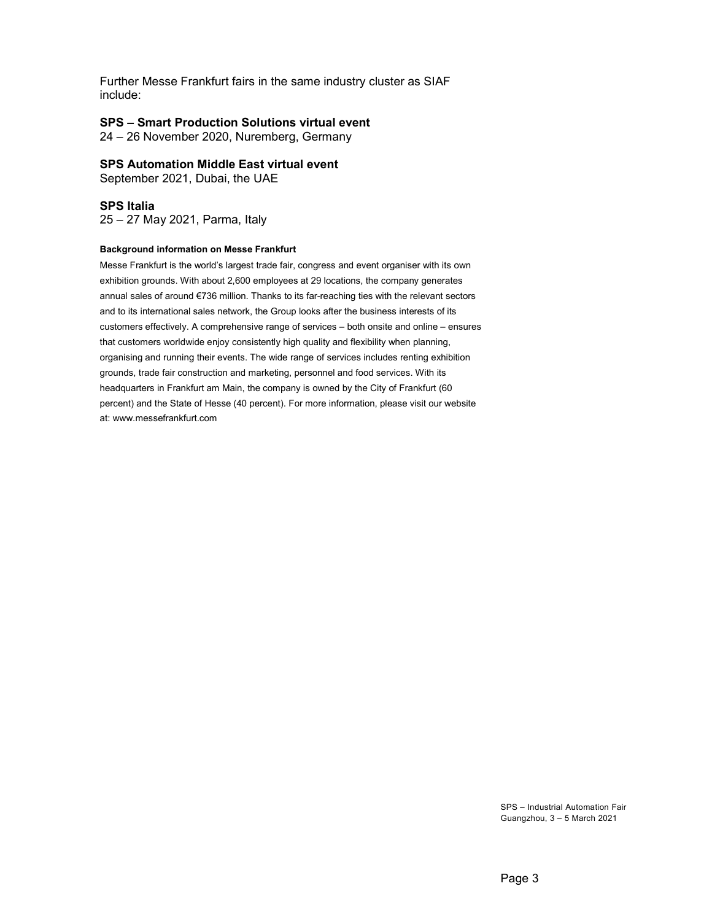Further Messe Frankfurt fairs in the same industry cluster as SIAF include:

**SPS – Smart Production Solutions virtual event**
24 – 26 November 2020, Nuremberg, Germany

**SPS Automation Middle East virtual event**
September 2021, Dubai, the UAE

**SPS Italia**
25 – 27 May 2021, Parma, Italy

**Background information on Messe Frankfurt**

Messe Frankfurt is the world's largest trade fair, congress and event organiser with its own exhibition grounds. With about 2,600 employees at 29 locations, the company generates annual sales of around €736 million. Thanks to its far-reaching ties with the relevant sectors and to its international sales network, the Group looks after the business interests of its customers effectively. A comprehensive range of services – both onsite and online – ensures that customers worldwide enjoy consistently high quality and flexibility when planning, organising and running their events. The wide range of services includes renting exhibition grounds, trade fair construction and marketing, personnel and food services. With its headquarters in Frankfurt am Main, the company is owned by the City of Frankfurt (60 percent) and the State of Hesse (40 percent). For more information, please visit our website at: www.messefrankfurt.com